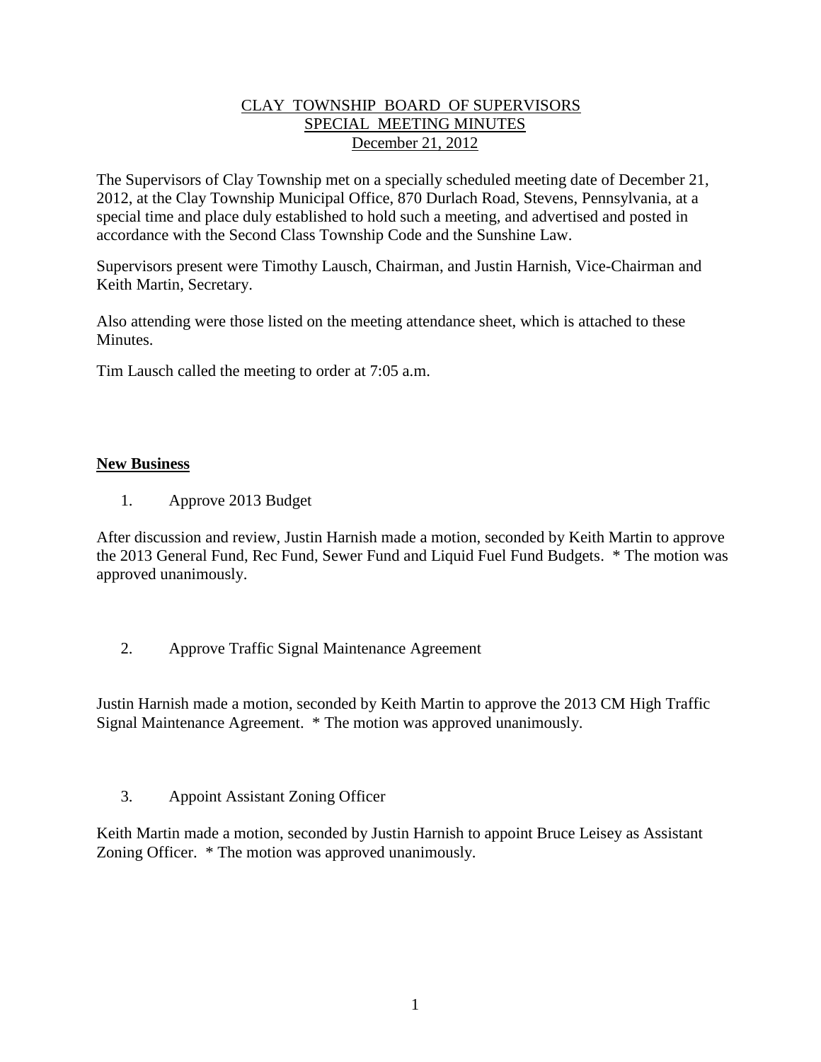CLAY TOWNSHIP BOARD OF SUPERVISORS
SPECIAL MEETING MINUTES
December 21, 2012

The Supervisors of Clay Township met on a specially scheduled meeting date of December 21, 2012, at the Clay Township Municipal Office, 870 Durlach Road, Stevens, Pennsylvania, at a special time and place duly established to hold such a meeting, and advertised and posted in accordance with the Second Class Township Code and the Sunshine Law.

Supervisors present were Timothy Lausch, Chairman, and Justin Harnish, Vice-Chairman and Keith Martin, Secretary.

Also attending were those listed on the meeting attendance sheet, which is attached to these Minutes.

Tim Lausch called the meeting to order at 7:05 a.m.

**New Business**

1. Approve 2013 Budget

After discussion and review, Justin Harnish made a motion, seconded by Keith Martin to approve the 2013 General Fund, Rec Fund, Sewer Fund and Liquid Fuel Fund Budgets. * The motion was approved unanimously.

2. Approve Traffic Signal Maintenance Agreement

Justin Harnish made a motion, seconded by Keith Martin to approve the 2013 CM High Traffic Signal Maintenance Agreement. * The motion was approved unanimously.

3. Appoint Assistant Zoning Officer

Keith Martin made a motion, seconded by Justin Harnish to appoint Bruce Leisey as Assistant Zoning Officer. * The motion was approved unanimously.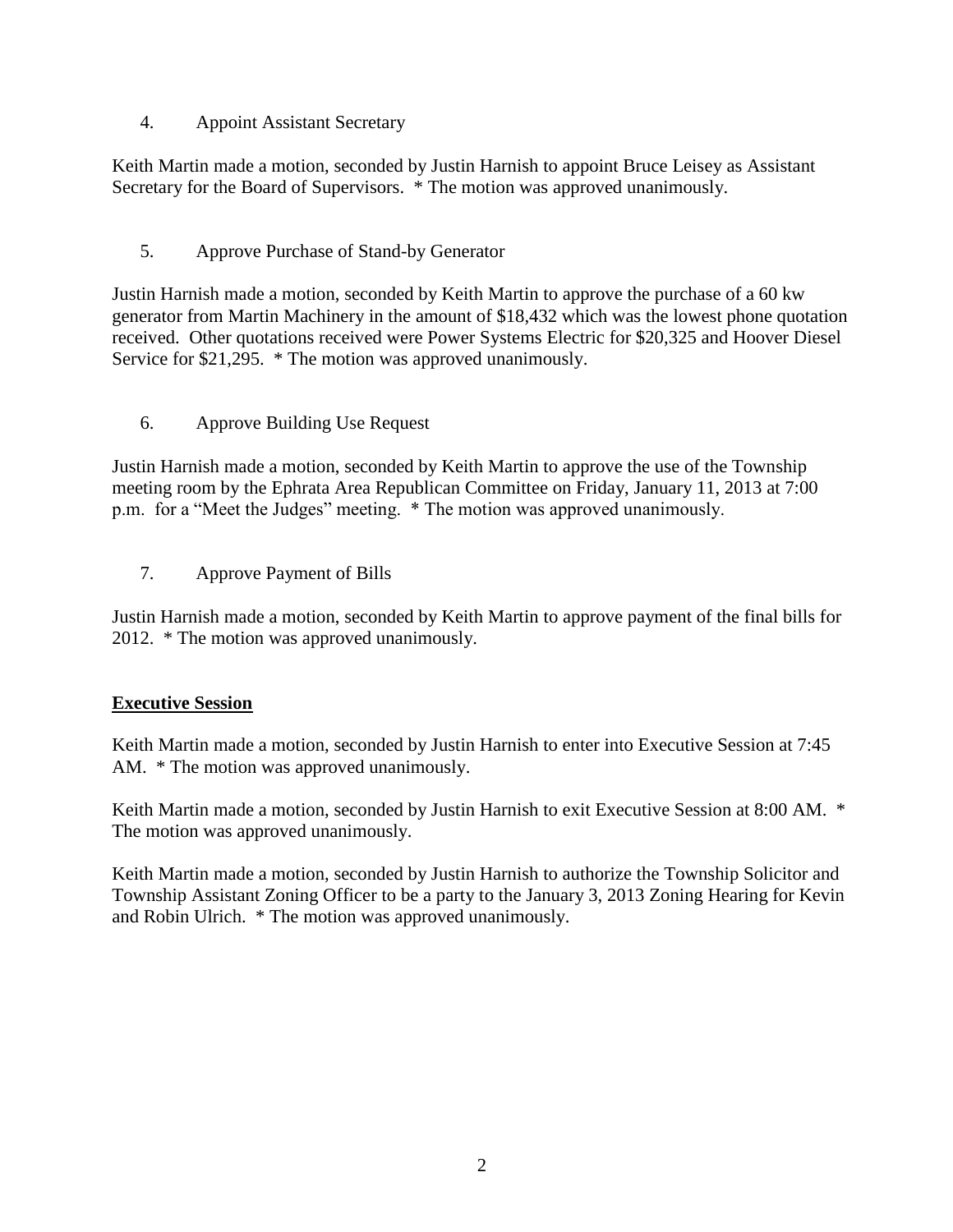4. Appoint Assistant Secretary

Keith Martin made a motion, seconded by Justin Harnish to appoint Bruce Leisey as Assistant Secretary for the Board of Supervisors. * The motion was approved unanimously.

5. Approve Purchase of Stand-by Generator

Justin Harnish made a motion, seconded by Keith Martin to approve the purchase of a 60 kw generator from Martin Machinery in the amount of $18,432 which was the lowest phone quotation received. Other quotations received were Power Systems Electric for $20,325 and Hoover Diesel Service for $21,295. * The motion was approved unanimously.

6. Approve Building Use Request

Justin Harnish made a motion, seconded by Keith Martin to approve the use of the Township meeting room by the Ephrata Area Republican Committee on Friday, January 11, 2013 at 7:00 p.m. for a "Meet the Judges" meeting. * The motion was approved unanimously.

7. Approve Payment of Bills

Justin Harnish made a motion, seconded by Keith Martin to approve payment of the final bills for 2012. * The motion was approved unanimously.

**Executive Session**

Keith Martin made a motion, seconded by Justin Harnish to enter into Executive Session at 7:45 AM. * The motion was approved unanimously.

Keith Martin made a motion, seconded by Justin Harnish to exit Executive Session at 8:00 AM. * The motion was approved unanimously.

Keith Martin made a motion, seconded by Justin Harnish to authorize the Township Solicitor and Township Assistant Zoning Officer to be a party to the January 3, 2013 Zoning Hearing for Kevin and Robin Ulrich. * The motion was approved unanimously.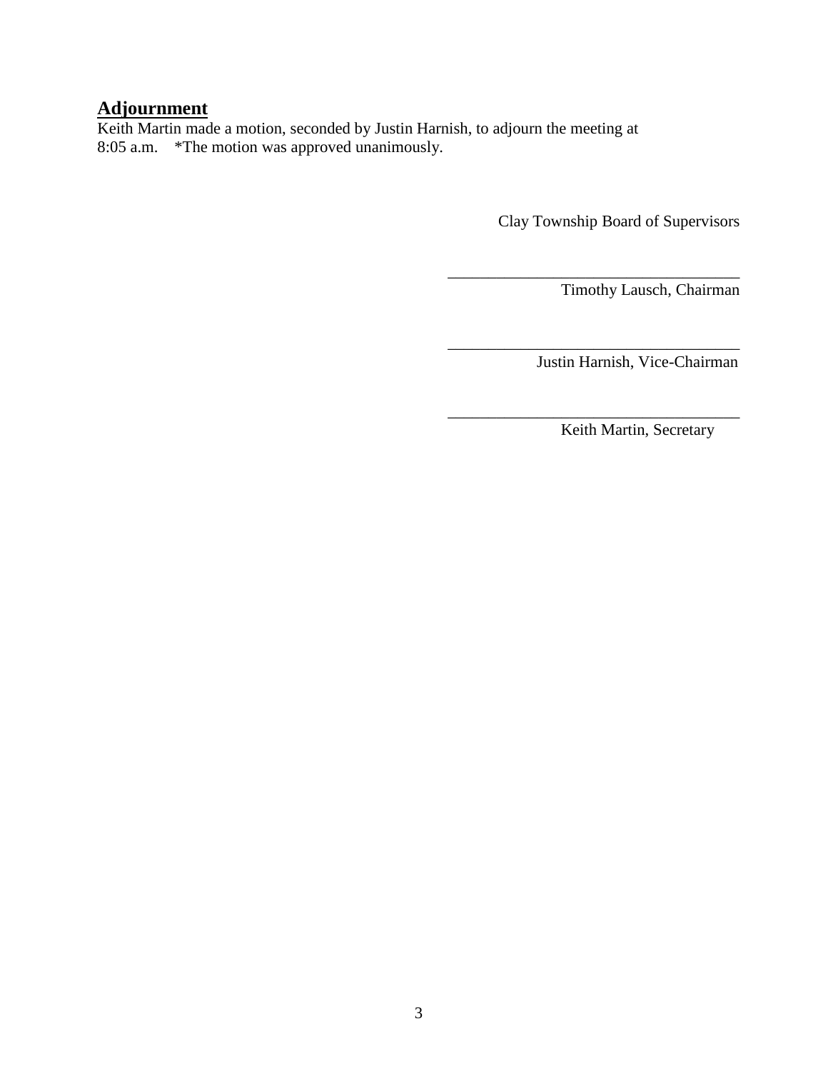## Adjournment

Keith Martin made a motion, seconded by Justin Harnish, to adjourn the meeting at 8:05 a.m. *The motion was approved unanimously.

Clay Township Board of Supervisors

\_\_\_\_\_\_\_\_\_\_\_\_\_\_\_\_\_\_\_\_\_\_\_\_\_\_\_\_\_\_\_\_\_\_\_\_

Timothy Lausch, Chairman

\_\_\_\_\_\_\_\_\_\_\_\_\_\_\_\_\_\_\_\_\_\_\_\_\_\_\_\_\_\_\_\_\_\_\_\_

Justin Harnish, Vice-Chairman

\_\_\_\_\_\_\_\_\_\_\_\_\_\_\_\_\_\_\_\_\_\_\_\_\_\_\_\_\_\_\_\_\_\_\_\_

Keith Martin, Secretary